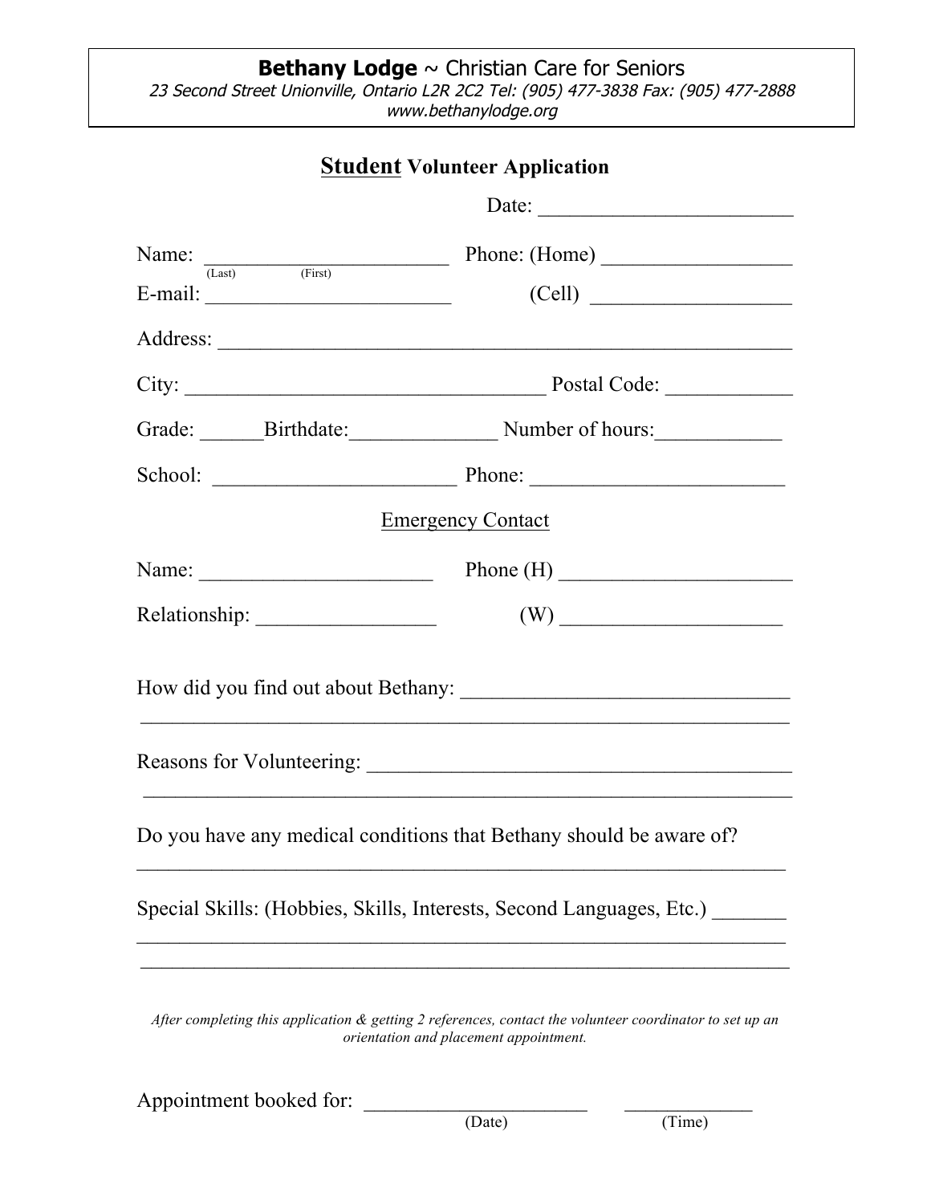**Bethany Lodge** ~ Christian Care for Seniors
*23 Second Street Unionville, Ontario L2R 2C2 Tel: (905) 477-3838 Fax: (905) 477-2888*
*www.bethanylodge.org*

# **Student** Volunteer Application

Date: ________________________

Name: ______________________ Phone: (Home) _________________
(Last) (First)

E-mail: ______________________ (Cell) __________________

Address: ________________________________________________________

City: _________________________________ Postal Code: ____________

Grade: ______Birthdate:______________ Number of hours:____________

School: ______________________ Phone: _______________________

Emergency Contact

Name: _____________________ Phone (H) _____________________

Relationship: ________________ (W) ____________________

How did you find out about Bethany: ______________________________
______________________________________________________________

Reasons for Volunteering: _______________________________________
______________________________________________________________

Do you have any medical conditions that Bethany should be aware of?
______________________________________________________________

Special Skills: (Hobbies, Skills, Interests, Second Languages, Etc.) _______
______________________________________________________________
______________________________________________________________

*After completing this application & getting 2 references, contact the volunteer coordinator to set up an orientation and placement appointment.*

Appointment booked for: ____________________ ____________
(Date) (Time)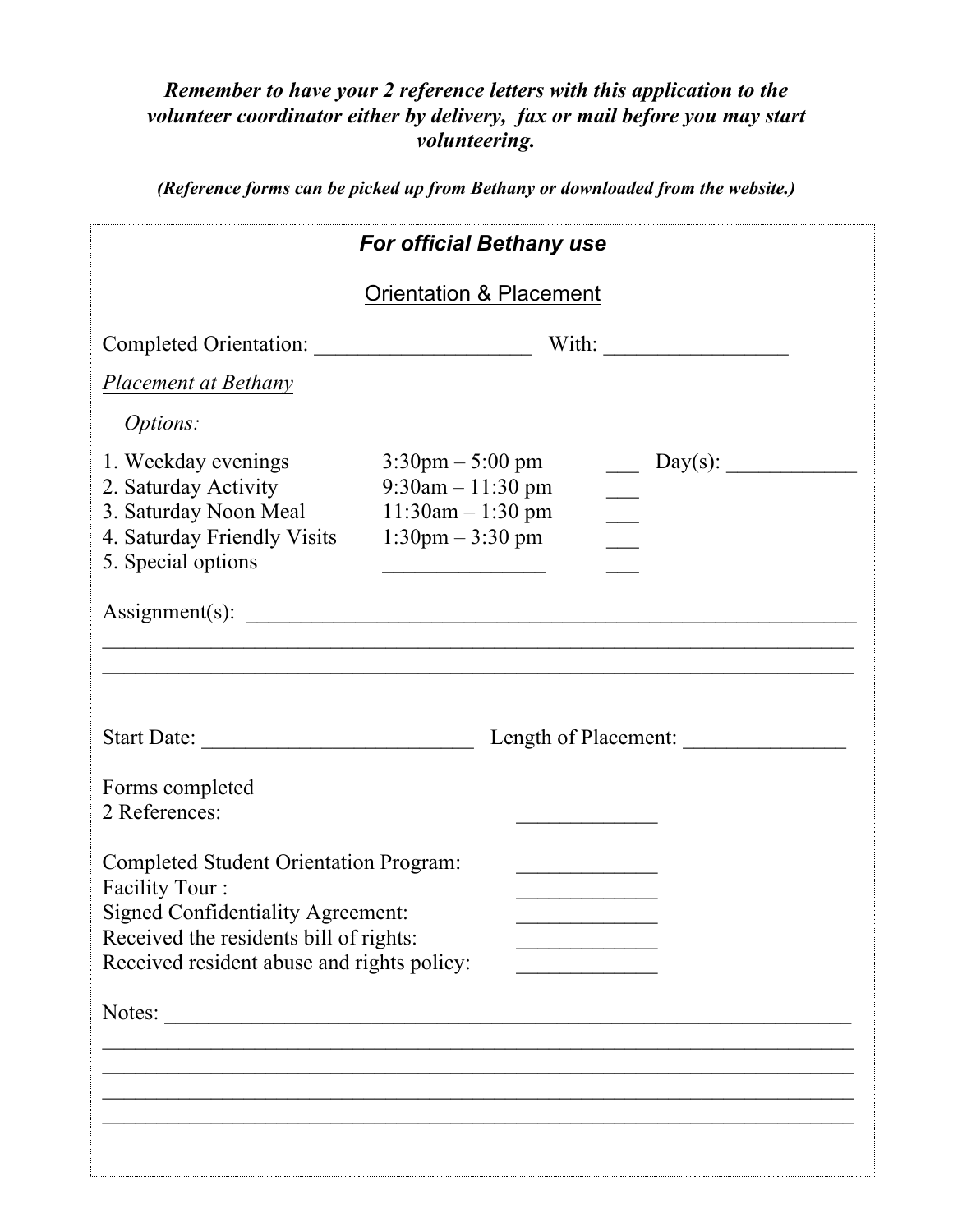***Remember to have your 2 reference letters with this application to the volunteer coordinator either by delivery, fax or mail before you may start volunteering.***

***(Reference forms can be picked up from Bethany or downloaded from the website.)***

## *For official Bethany use*

### Orientation & Placement

Completed Orientation: ____________________ With: _________________

*Placement at Bethany*

*Options:*

| | | | |
|---|---|---|---|
| 1. Weekday evenings | 3:30pm – 5:00 pm | ___ | Day(s): ____________ |
| 2. Saturday Activity | 9:30am – 11:30 pm | ___ | |
| 3. Saturday Noon Meal | 11:30am – 1:30 pm | ___ | |
| 4. Saturday Friendly Visits | 1:30pm – 3:30 pm | ___ | |
| 5. Special options | _______________ | ___ | |

Assignment(s): ____________________________________________________________
______________________________________________________________________________
______________________________________________________________________________

Start Date: _________________________ Length of Placement: _______________

Forms completed

2 References: _____________

Completed Student Orientation Program: _____________
Facility Tour : _____________
Signed Confidentiality Agreement: _____________
Received the residents bill of rights: _____________
Received resident abuse and rights policy: _____________

Notes: _______________________________________________________________________
______________________________________________________________________________
______________________________________________________________________________
______________________________________________________________________________
______________________________________________________________________________